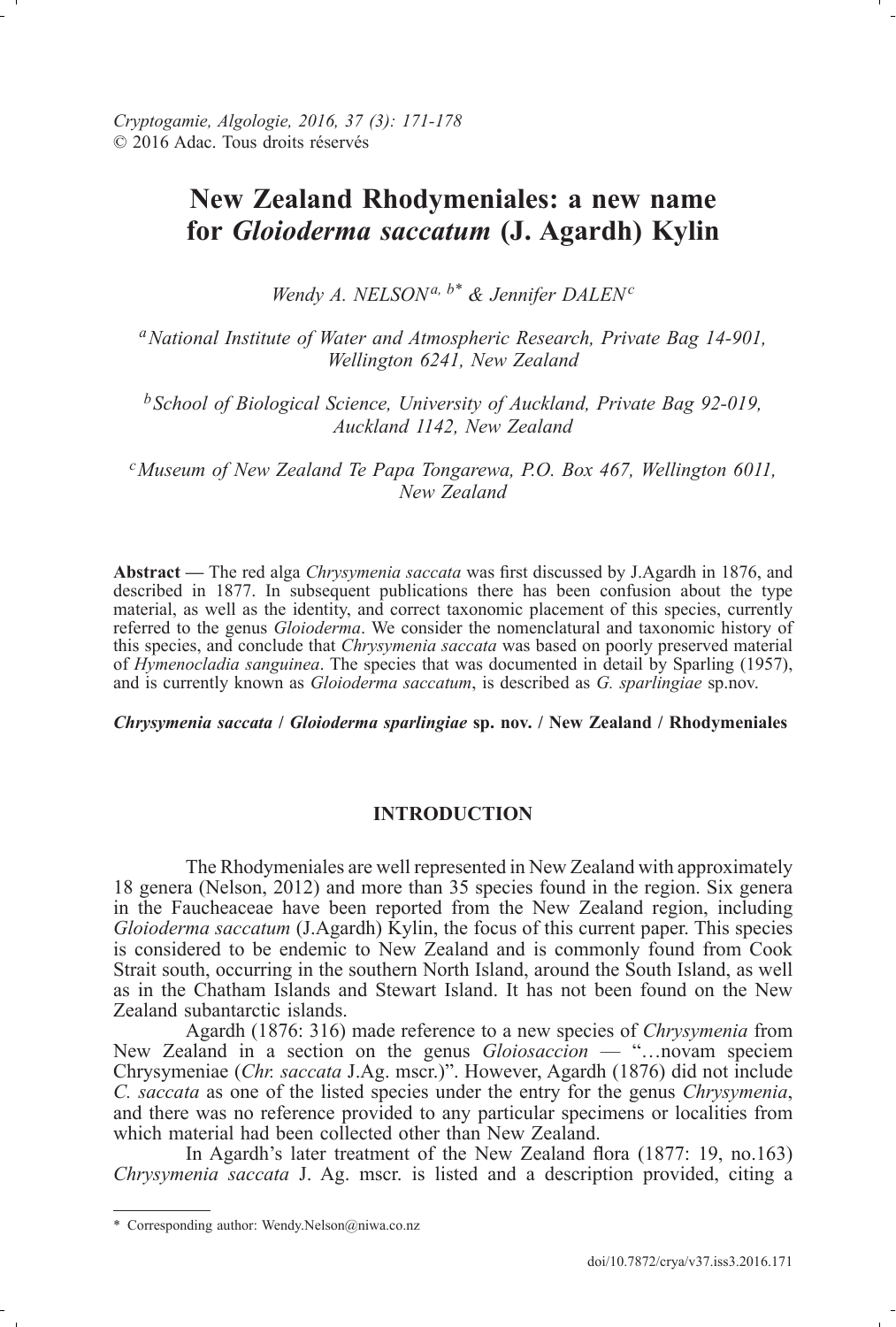*Cryptogamie, Algologie, 2016, 37 (3): 171-178*
© 2016 Adac. Tous droits réservés

# New Zealand Rhodymeniales: a new name for *Gloioderma saccatum* (J. Agardh) Kylin

*Wendy A. NELSON[a, b*] & Jennifer DALEN[c]*

[a]*National Institute of Water and Atmospheric Research, Private Bag 14-901, Wellington 6241, New Zealand*

[b]*School of Biological Science, University of Auckland, Private Bag 92-019, Auckland 1142, New Zealand*

[c]*Museum of New Zealand Te Papa Tongarewa, P.O. Box 467, Wellington 6011, New Zealand*

**Abstract —** The red alga *Chrysymenia saccata* was first discussed by J.Agardh in 1876, and described in 1877. In subsequent publications there has been confusion about the type material, as well as the identity, and correct taxonomic placement of this species, currently referred to the genus *Gloioderma*. We consider the nomenclatural and taxonomic history of this species, and conclude that *Chrysymenia saccata* was based on poorly preserved material of *Hymenocladia sanguinea*. The species that was documented in detail by Sparling (1957), and is currently known as *Gloioderma saccatum*, is described as *G. sparlingiae* sp.nov.

***Chrysymenia saccata* / *Gloioderma sparlingiae* sp. nov. / New Zealand / Rhodymeniales**

## INTRODUCTION

The Rhodymeniales are well represented in New Zealand with approximately 18 genera (Nelson, 2012) and more than 35 species found in the region. Six genera in the Faucheaceae have been reported from the New Zealand region, including *Gloioderma saccatum* (J.Agardh) Kylin, the focus of this current paper. This species is considered to be endemic to New Zealand and is commonly found from Cook Strait south, occurring in the southern North Island, around the South Island, as well as in the Chatham Islands and Stewart Island. It has not been found on the New Zealand subantarctic islands.

Agardh (1876: 316) made reference to a new species of *Chrysymenia* from New Zealand in a section on the genus *Gloiosaccion* — "…novam speciem Chrysymeniae (*Chr. saccata* J.Ag. mscr.)". However, Agardh (1876) did not include *C. saccata* as one of the listed species under the entry for the genus *Chrysymenia*, and there was no reference provided to any particular specimens or localities from which material had been collected other than New Zealand.

In Agardh's later treatment of the New Zealand flora (1877: 19, no.163) *Chrysymenia saccata* J. Ag. mscr. is listed and a description provided, citing a

\* Corresponding author: Wendy.Nelson@niwa.co.nz

doi/10.7872/crya/v37.iss3.2016.171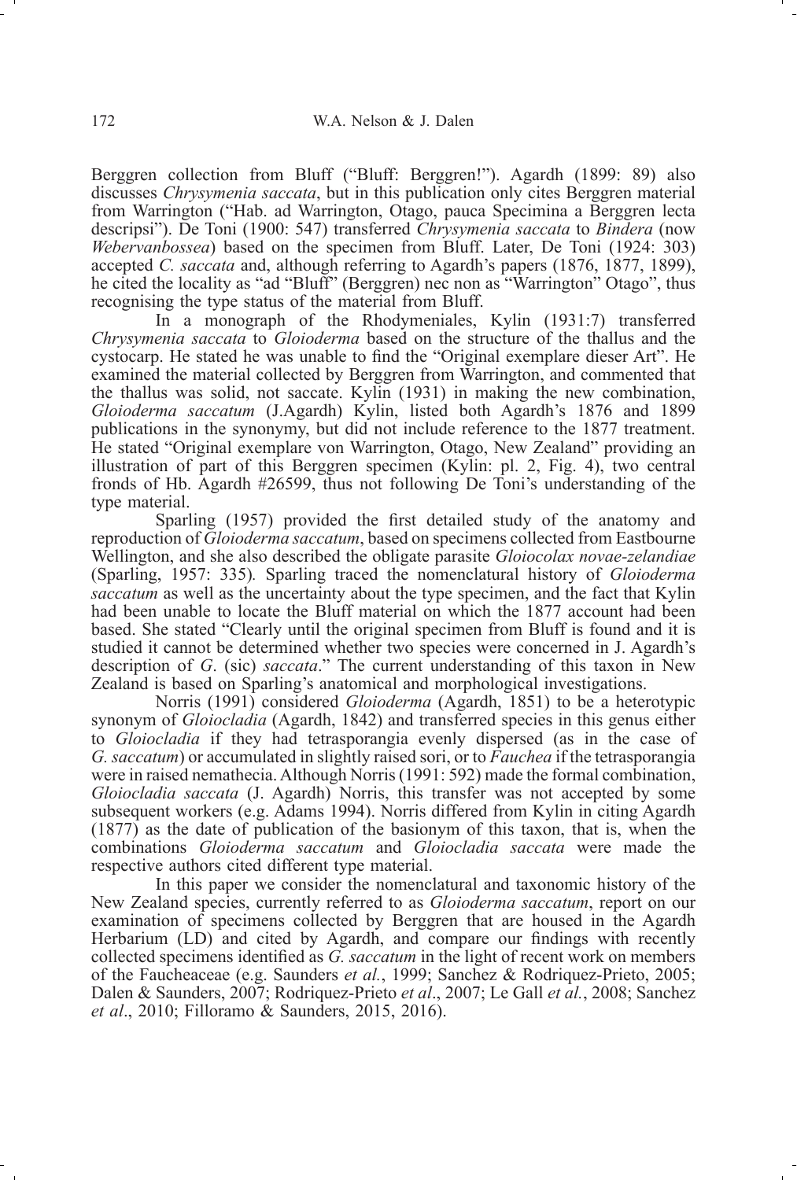Berggren collection from Bluff ("Bluff: Berggren!"). Agardh (1899: 89) also discusses *Chrysymenia saccata*, but in this publication only cites Berggren material from Warrington ("Hab. ad Warrington, Otago, pauca Specimina a Berggren lecta descripsi"). De Toni (1900: 547) transferred *Chrysymenia saccata* to *Bindera* (now *Webervanbossea*) based on the specimen from Bluff. Later, De Toni (1924: 303) accepted *C. saccata* and, although referring to Agardh's papers (1876, 1877, 1899), he cited the locality as "ad "Bluff" (Berggren) nec non as "Warrington" Otago", thus recognising the type status of the material from Bluff.

In a monograph of the Rhodymeniales, Kylin (1931:7) transferred *Chrysymenia saccata* to *Gloioderma* based on the structure of the thallus and the cystocarp. He stated he was unable to find the "Original exemplare dieser Art". He examined the material collected by Berggren from Warrington, and commented that the thallus was solid, not saccate. Kylin (1931) in making the new combination, *Gloioderma saccatum* (J.Agardh) Kylin, listed both Agardh's 1876 and 1899 publications in the synonymy, but did not include reference to the 1877 treatment. He stated "Original exemplare von Warrington, Otago, New Zealand" providing an illustration of part of this Berggren specimen (Kylin: pl. 2, Fig. 4), two central fronds of Hb. Agardh #26599, thus not following De Toni's understanding of the type material.

Sparling (1957) provided the first detailed study of the anatomy and reproduction of *Gloioderma saccatum*, based on specimens collected from Eastbourne Wellington, and she also described the obligate parasite *Gloiocolax novae-zelandiae* (Sparling, 1957: 335). Sparling traced the nomenclatural history of *Gloioderma saccatum* as well as the uncertainty about the type specimen, and the fact that Kylin had been unable to locate the Bluff material on which the 1877 account had been based. She stated "Clearly until the original specimen from Bluff is found and it is studied it cannot be determined whether two species were concerned in J. Agardh's description of *G*. (sic) *saccata*." The current understanding of this taxon in New Zealand is based on Sparling's anatomical and morphological investigations.

Norris (1991) considered *Gloioderma* (Agardh, 1851) to be a heterotypic synonym of *Gloiocladia* (Agardh, 1842) and transferred species in this genus either to *Gloiocladia* if they had tetrasporangia evenly dispersed (as in the case of *G. saccatum*) or accumulated in slightly raised sori, or to *Fauchea* if the tetrasporangia were in raised nemathecia. Although Norris (1991: 592) made the formal combination, *Gloiocladia saccata* (J. Agardh) Norris, this transfer was not accepted by some subsequent workers (e.g. Adams 1994). Norris differed from Kylin in citing Agardh (1877) as the date of publication of the basionym of this taxon, that is, when the combinations *Gloioderma saccatum* and *Gloiocladia saccata* were made the respective authors cited different type material.

In this paper we consider the nomenclatural and taxonomic history of the New Zealand species, currently referred to as *Gloioderma saccatum*, report on our examination of specimens collected by Berggren that are housed in the Agardh Herbarium (LD) and cited by Agardh, and compare our findings with recently collected specimens identified as *G. saccatum* in the light of recent work on members of the Faucheaceae (e.g. Saunders *et al.*, 1999; Sanchez & Rodriquez-Prieto, 2005; Dalen & Saunders, 2007; Rodriquez-Prieto *et al*., 2007; Le Gall *et al.*, 2008; Sanchez *et al*., 2010; Filloramo & Saunders, 2015, 2016).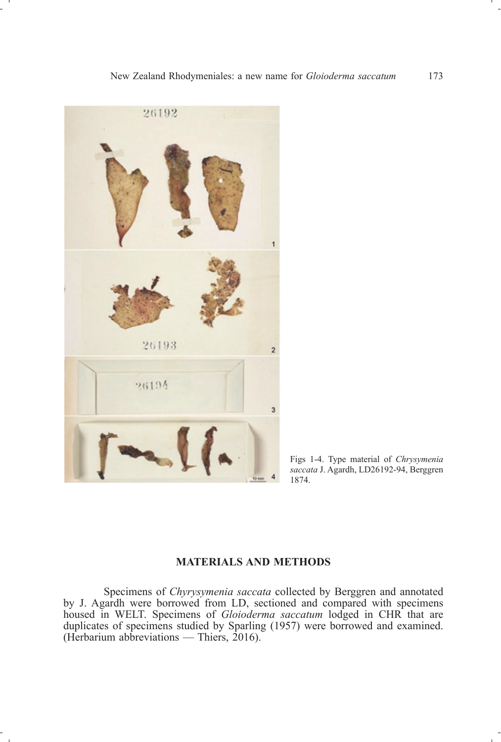Figs 1-4. Type material of *Chrysymenia saccata* J. Agardh, LD26192-94, Berggren 1874.

## MATERIALS AND METHODS

Specimens of *Chyrysymenia saccata* collected by Berggren and annotated by J. Agardh were borrowed from LD, sectioned and compared with specimens housed in WELT. Specimens of *Gloioderma saccatum* lodged in CHR that are duplicates of specimens studied by Sparling (1957) were borrowed and examined. (Herbarium abbreviations — Thiers, 2016).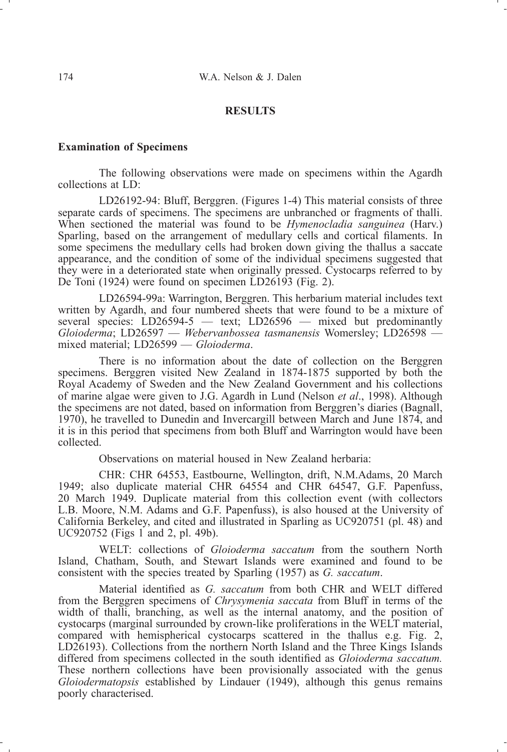## RESULTS

### Examination of Specimens

The following observations were made on specimens within the Agardh collections at LD:

LD26192-94: Bluff, Berggren. (Figures 1-4) This material consists of three separate cards of specimens. The specimens are unbranched or fragments of thalli. When sectioned the material was found to be *Hymenocladia sanguinea* (Harv.) Sparling, based on the arrangement of medullary cells and cortical filaments. In some specimens the medullary cells had broken down giving the thallus a saccate appearance, and the condition of some of the individual specimens suggested that they were in a deteriorated state when originally pressed. Cystocarps referred to by De Toni (1924) were found on specimen LD26193 (Fig. 2).

LD26594-99a: Warrington, Berggren. This herbarium material includes text written by Agardh, and four numbered sheets that were found to be a mixture of several species: LD26594-5 — text; LD26596 — mixed but predominantly *Gloioderma*; LD26597 — *Webervanbossea tasmanensis* Womersley; LD26598 — mixed material; LD26599 — *Gloioderma*.

There is no information about the date of collection on the Berggren specimens. Berggren visited New Zealand in 1874-1875 supported by both the Royal Academy of Sweden and the New Zealand Government and his collections of marine algae were given to J.G. Agardh in Lund (Nelson *et al*., 1998). Although the specimens are not dated, based on information from Berggren's diaries (Bagnall, 1970), he travelled to Dunedin and Invercargill between March and June 1874, and it is in this period that specimens from both Bluff and Warrington would have been collected.

Observations on material housed in New Zealand herbaria:

CHR: CHR 64553, Eastbourne, Wellington, drift, N.M.Adams, 20 March 1949; also duplicate material CHR 64554 and CHR 64547, G.F. Papenfuss, 20 March 1949. Duplicate material from this collection event (with collectors L.B. Moore, N.M. Adams and G.F. Papenfuss), is also housed at the University of California Berkeley, and cited and illustrated in Sparling as UC920751 (pl. 48) and UC920752 (Figs 1 and 2, pl. 49b).

WELT: collections of *Gloioderma saccatum* from the southern North Island, Chatham, South, and Stewart Islands were examined and found to be consistent with the species treated by Sparling (1957) as *G. saccatum*.

Material identified as *G. saccatum* from both CHR and WELT differed from the Berggren specimens of *Chrysymenia saccata* from Bluff in terms of the width of thalli, branching, as well as the internal anatomy, and the position of cystocarps (marginal surrounded by crown-like proliferations in the WELT material, compared with hemispherical cystocarps scattered in the thallus e.g. Fig. 2, LD26193). Collections from the northern North Island and the Three Kings Islands differed from specimens collected in the south identified as *Gloioderma saccatum.* These northern collections have been provisionally associated with the genus *Gloiodermatopsis* established by Lindauer (1949), although this genus remains poorly characterised.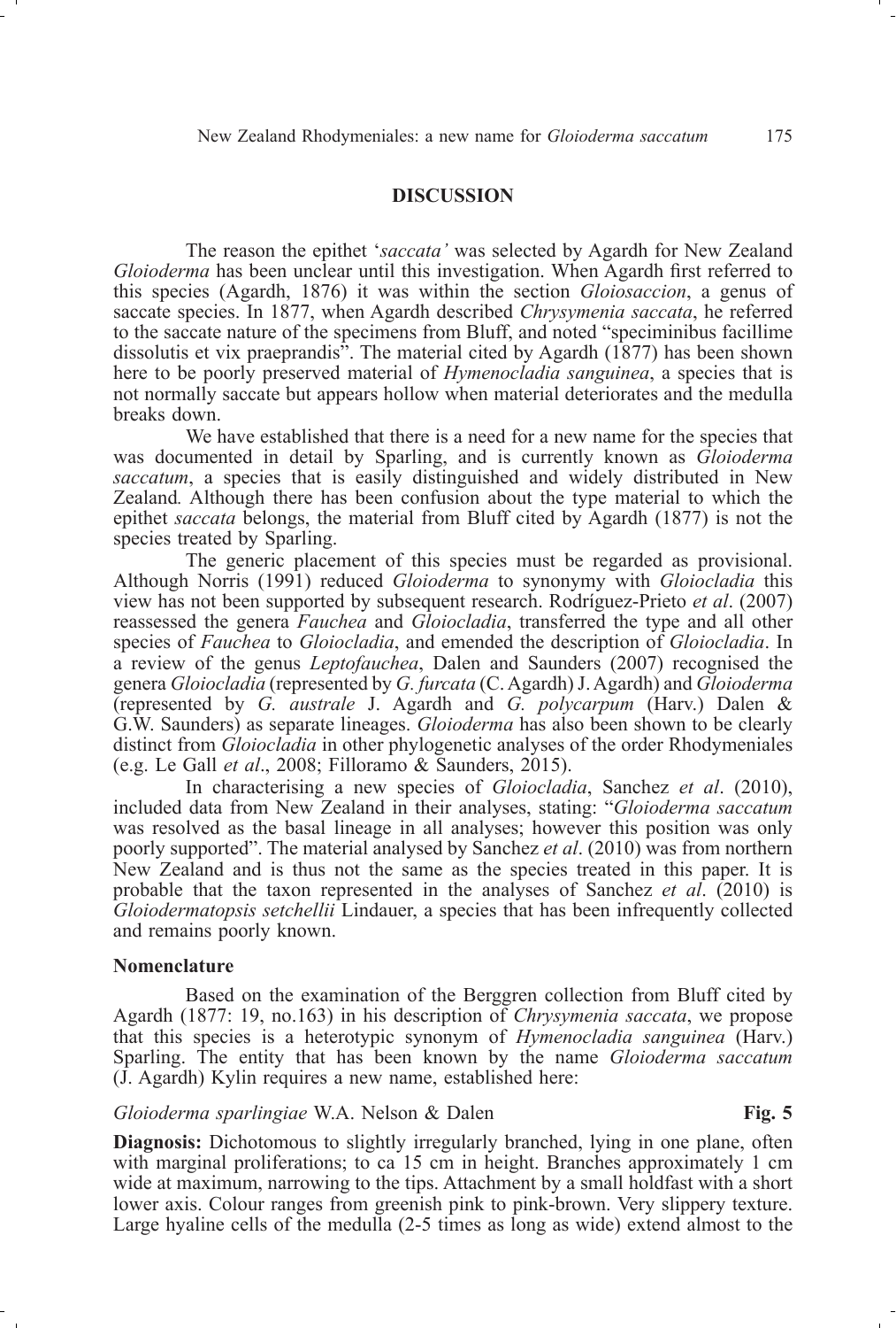## DISCUSSION

The reason the epithet '*saccata'* was selected by Agardh for New Zealand *Gloioderma* has been unclear until this investigation. When Agardh first referred to this species (Agardh, 1876) it was within the section *Gloiosaccion*, a genus of saccate species. In 1877, when Agardh described *Chrysymenia saccata*, he referred to the saccate nature of the specimens from Bluff, and noted "speciminibus facillime dissolutis et vix praeprandis". The material cited by Agardh (1877) has been shown here to be poorly preserved material of *Hymenocladia sanguinea*, a species that is not normally saccate but appears hollow when material deteriorates and the medulla breaks down.

We have established that there is a need for a new name for the species that was documented in detail by Sparling, and is currently known as *Gloioderma saccatum*, a species that is easily distinguished and widely distributed in New Zealand*.* Although there has been confusion about the type material to which the epithet *saccata* belongs, the material from Bluff cited by Agardh (1877) is not the species treated by Sparling.

The generic placement of this species must be regarded as provisional. Although Norris (1991) reduced *Gloioderma* to synonymy with *Gloiocladia* this view has not been supported by subsequent research. Rodríguez-Prieto *et al*. (2007) reassessed the genera *Fauchea* and *Gloiocladia*, transferred the type and all other species of *Fauchea* to *Gloiocladia*, and emended the description of *Gloiocladia*. In a review of the genus *Leptofauchea*, Dalen and Saunders (2007) recognised the genera *Gloiocladia* (represented by *G. furcata* (C. Agardh) J. Agardh) and *Gloioderma* (represented by *G. australe* J. Agardh and *G. polycarpum* (Harv.) Dalen & G.W. Saunders) as separate lineages. *Gloioderma* has also been shown to be clearly distinct from *Gloiocladia* in other phylogenetic analyses of the order Rhodymeniales (e.g. Le Gall *et al*., 2008; Filloramo & Saunders, 2015).

In characterising a new species of *Gloiocladia*, Sanchez *et al*. (2010), included data from New Zealand in their analyses, stating: "*Gloioderma saccatum* was resolved as the basal lineage in all analyses; however this position was only poorly supported". The material analysed by Sanchez *et al*. (2010) was from northern New Zealand and is thus not the same as the species treated in this paper. It is probable that the taxon represented in the analyses of Sanchez *et al*. (2010) is *Gloiodermatopsis setchellii* Lindauer, a species that has been infrequently collected and remains poorly known.

### Nomenclature

Based on the examination of the Berggren collection from Bluff cited by Agardh (1877: 19, no.163) in his description of *Chrysymenia saccata*, we propose that this species is a heterotypic synonym of *Hymenocladia sanguinea* (Harv.) Sparling. The entity that has been known by the name *Gloioderma saccatum* (J. Agardh) Kylin requires a new name, established here:

*Gloioderma sparlingiae* W.A. Nelson & Dalen **Fig. 5**

**Diagnosis:** Dichotomous to slightly irregularly branched, lying in one plane, often with marginal proliferations; to ca 15 cm in height. Branches approximately 1 cm wide at maximum, narrowing to the tips. Attachment by a small holdfast with a short lower axis. Colour ranges from greenish pink to pink-brown. Very slippery texture. Large hyaline cells of the medulla (2-5 times as long as wide) extend almost to the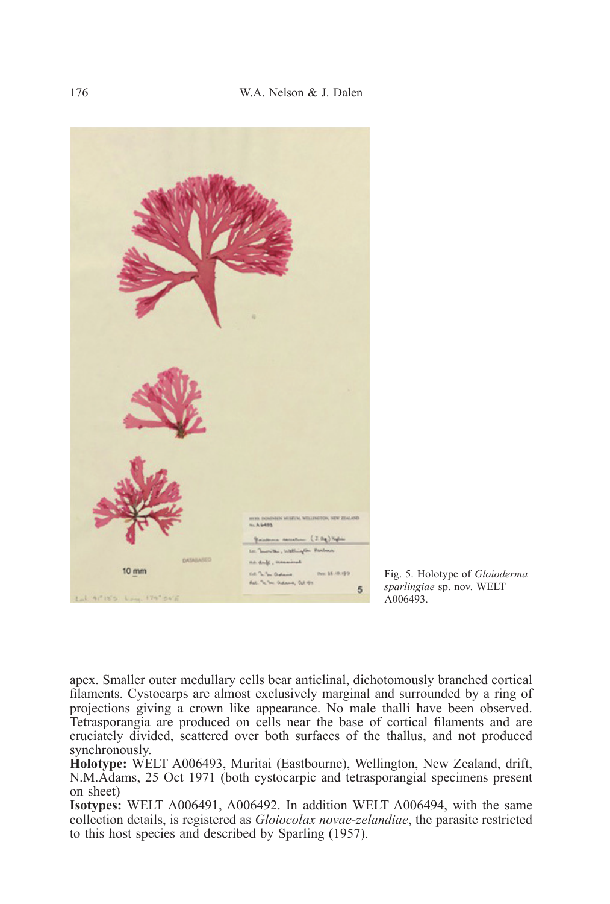Fig. 5. Holotype of *Gloioderma sparlingiae* sp. nov. WELT A006493.

apex. Smaller outer medullary cells bear anticlinal, dichotomously branched cortical filaments. Cystocarps are almost exclusively marginal and surrounded by a ring of projections giving a crown like appearance. No male thalli have been observed. Tetrasporangia are produced on cells near the base of cortical filaments and are cruciately divided, scattered over both surfaces of the thallus, and not produced synchronously.

**Holotype:** WELT A006493, Muritai (Eastbourne), Wellington, New Zealand, drift, N.M.Adams, 25 Oct 1971 (both cystocarpic and tetrasporangial specimens present on sheet)

**Isotypes:** WELT A006491, A006492. In addition WELT A006494, with the same collection details, is registered as *Gloiocolax novae-zelandiae*, the parasite restricted to this host species and described by Sparling (1957).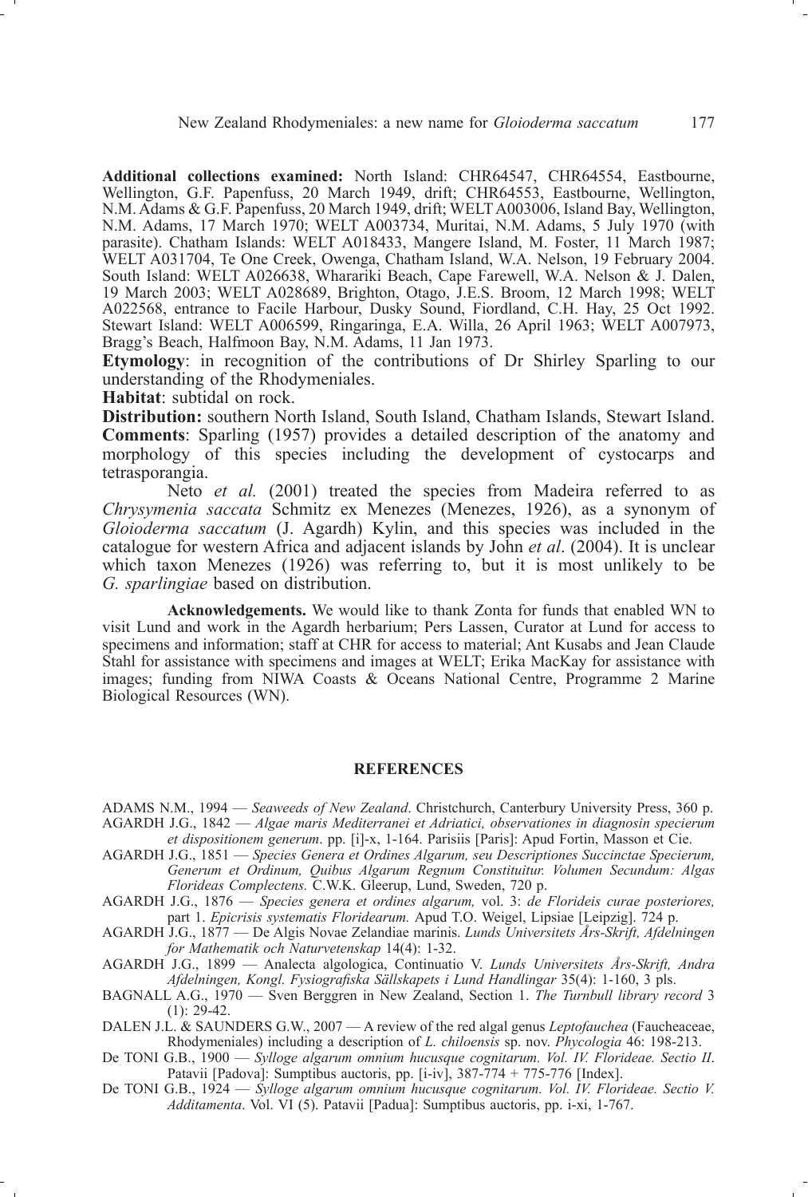**Additional collections examined:** North Island: CHR64547, CHR64554, Eastbourne, Wellington, G.F. Papenfuss, 20 March 1949, drift; CHR64553, Eastbourne, Wellington, N.M. Adams & G.F. Papenfuss, 20 March 1949, drift; WELT A003006, Island Bay, Wellington, N.M. Adams, 17 March 1970; WELT A003734, Muritai, N.M. Adams, 5 July 1970 (with parasite). Chatham Islands: WELT A018433, Mangere Island, M. Foster, 11 March 1987; WELT A031704, Te One Creek, Owenga, Chatham Island, W.A. Nelson, 19 February 2004. South Island: WELT A026638, Wharariki Beach, Cape Farewell, W.A. Nelson & J. Dalen, 19 March 2003; WELT A028689, Brighton, Otago, J.E.S. Broom, 12 March 1998; WELT A022568, entrance to Facile Harbour, Dusky Sound, Fiordland, C.H. Hay, 25 Oct 1992. Stewart Island: WELT A006599, Ringaringa, E.A. Willa, 26 April 1963; WELT A007973, Bragg's Beach, Halfmoon Bay, N.M. Adams, 11 Jan 1973.

**Etymology**: in recognition of the contributions of Dr Shirley Sparling to our understanding of the Rhodymeniales.

**Habitat**: subtidal on rock.

**Distribution:** southern North Island, South Island, Chatham Islands, Stewart Island.

**Comments**: Sparling (1957) provides a detailed description of the anatomy and morphology of this species including the development of cystocarps and tetrasporangia.

Neto *et al.* (2001) treated the species from Madeira referred to as *Chrysymenia saccata* Schmitz ex Menezes (Menezes, 1926), as a synonym of *Glioiderma saccatum* (J. Agardh) Kylin, and this species was included in the catalogue for western Africa and adjacent islands by John *et al*. (2004). It is unclear which taxon Menezes (1926) was referring to, but it is most unlikely to be *G. sparlingiae* based on distribution.

**Acknowledgements.** We would like to thank Zonta for funds that enabled WN to visit Lund and work in the Agardh herbarium; Pers Lassen, Curator at Lund for access to specimens and information; staff at CHR for access to material; Ant Kusabs and Jean Claude Stahl for assistance with specimens and images at WELT; Erika MacKay for assistance with images; funding from NIWA Coasts & Oceans National Centre, Programme 2 Marine Biological Resources (WN).

## REFERENCES

ADAMS N.M., 1994 — *Seaweeds of New Zealand*. Christchurch, Canterbury University Press, 360 p.

AGARDH J.G., 1842 — *Algae maris Mediterranei et Adriatici, observationes in diagnosin specierum et dispositionem generum*. pp. [i]-x, 1-164. Parisiis [Paris]: Apud Fortin, Masson et Cie.

AGARDH J.G., 1851 — *Species Genera et Ordines Algarum, seu Descriptiones Succinctae Specierum, Generum et Ordinum, Quibus Algarum Regnum Constituitur. Volumen Secundum: Algas Florideas Complectens.* C.W.K. Gleerup, Lund, Sweden, 720 p.

AGARDH J.G., 1876 — *Species genera et ordines algarum,* vol. 3: *de Florideis curae posteriores,* part 1. *Epicrisis systematis Floridearum.* Apud T.O. Weigel, Lipsiae [Leipzig]. 724 p.

AGARDH J.G., 1877 — De Algis Novae Zelandiae marinis. *Lunds Universitets Års-Skrift, Afdelningen for Mathematik och Naturvetenskap* 14(4): 1-32.

AGARDH J.G., 1899 — Analecta algologica, Continuatio V. *Lunds Universitets Års-Skrift, Andra Afdelningen, Kongl. Fysiografiska Sällskapets i Lund Handlingar* 35(4): 1-160, 3 pls.

BAGNALL A.G., 1970 — Sven Berggren in New Zealand, Section 1. *The Turnbull library record* 3 (1): 29-42.

DALEN J.L. & SAUNDERS G.W., 2007 — A review of the red algal genus *Leptofauchea* (Faucheaceae, Rhodymeniales) including a description of *L. chiloensis* sp. nov. *Phycologia* 46: 198-213.

De TONI G.B., 1900 — *Sylloge algarum omnium hucusque cognitarum. Vol. IV. Florideae. Sectio II*. Patavii [Padova]: Sumptibus auctoris, pp. [i-iv], 387-774 + 775-776 [Index].

De TONI G.B., 1924 — *Sylloge algarum omnium hucusque cognitarum. Vol. IV. Florideae. Sectio V. Additamenta*. Vol. VI (5). Patavii [Padua]: Sumptibus auctoris, pp. i-xi, 1-767.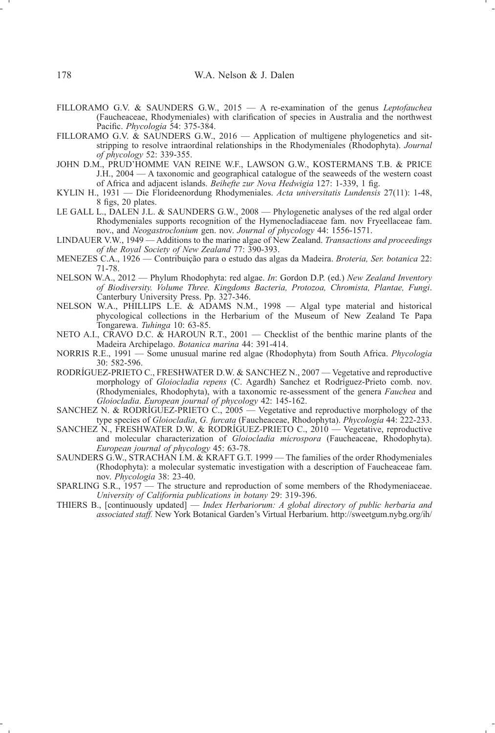FILLORAMO G.V. & SAUNDERS G.W., 2015 — A re-examination of the genus *Leptofauchea* (Faucheaceae, Rhodymeniales) with clarification of species in Australia and the northwest Pacific. *Phycologia* 54: 375-384.

FILLORAMO G.V. & SAUNDERS G.W., 2016 — Application of multigene phylogenetics and sit-stripping to resolve intraordinal relationships in the Rhodymeniales (Rhodophyta). *Journal of phycology* 52: 339-355.

JOHN D.M., PRUD'HOMME VAN REINE W.F., LAWSON G.W., KOSTERMANS T.B. & PRICE J.H., 2004 — A taxonomic and geographical catalogue of the seaweeds of the western coast of Africa and adjacent islands. *Beihefte zur Nova Hedwigia* 127: 1-339, 1 fig.

KYLIN H., 1931 — Die Florideenordung Rhodymeniales. *Acta universitatis Lundensis* 27(11): 1-48, 8 figs, 20 plates.

LE GALL L., DALEN J.L. & SAUNDERS G.W., 2008 — Phylogenetic analyses of the red algal order Rhodymeniales supports recognition of the Hymenocladiaceae fam. nov Fryeellaceae fam. nov., and *Neogastroclonium* gen. nov. *Journal of phycology* 44: 1556-1571.

LINDAUER V.W., 1949 — Additions to the marine algae of New Zealand. *Transactions and proceedings of the Royal Society of New Zealand* 77: 390-393.

MENEZES C.A., 1926 — Contribuição para o estudo das algas da Madeira. *Broteria, Ser. botanica* 22: 71-78.

NELSON W.A., 2012 — Phylum Rhodophyta: red algae. *In*: Gordon D.P. (ed.) *New Zealand Inventory of Biodiversity. Volume Three. Kingdoms Bacteria, Protozoa, Chromista, Plantae, Fungi*. Canterbury University Press. Pp. 327-346.

NELSON W.A., PHILLIPS L.E. & ADAMS N.M., 1998 — Algal type material and historical phycological collections in the Herbarium of the Museum of New Zealand Te Papa Tongarewa. *Tuhinga* 10: 63-85.

NETO A.I., CRAVO D.C. & HAROUN R.T., 2001 — Checklist of the benthic marine plants of the Madeira Archipelago. *Botanica marina* 44: 391-414.

NORRIS R.E., 1991 — Some unusual marine red algae (Rhodophyta) from South Africa. *Phycologia* 30: 582-596.

RODRÍGUEZ-PRIETO C., FRESHWATER D.W. & SANCHEZ N., 2007 — Vegetative and reproductive morphology of *Gloiocladia repens* (C. Agardh) Sanchez et Rodríguez-Prieto comb. nov. (Rhodymeniales, Rhodophyta), with a taxonomic re-assessment of the genera *Fauchea* and *Gloiocladia*. *European journal of phycology* 42: 145-162.

SANCHEZ N. & RODRÍGUEZ-PRIETO C., 2005 — Vegetative and reproductive morphology of the type species of *Gloiocladia*, *G. furcata* (Faucheaceae, Rhodophyta). *Phycologia* 44: 222-233.

SANCHEZ N., FRESHWATER D.W. & RODRÍGUEZ-PRIETO C., 2010 — Vegetative, reproductive and molecular characterization of *Gloiocladia microspora* (Faucheaceae, Rhodophyta). *European journal of phycology* 45: 63-78.

SAUNDERS G.W., STRACHAN I.M. & KRAFT G.T. 1999 — The families of the order Rhodymeniales (Rhodophyta): a molecular systematic investigation with a description of Faucheaceae fam. nov. *Phycologia* 38: 23-40.

SPARLING S.R., 1957 — The structure and reproduction of some members of the Rhodymeniaceae. *University of California publications in botany* 29: 319-396.

THIERS B., [continuously updated] — *Index Herbariorum: A global directory of public herbaria and associated staff.* New York Botanical Garden's Virtual Herbarium. http://sweetgum.nybg.org/ih/